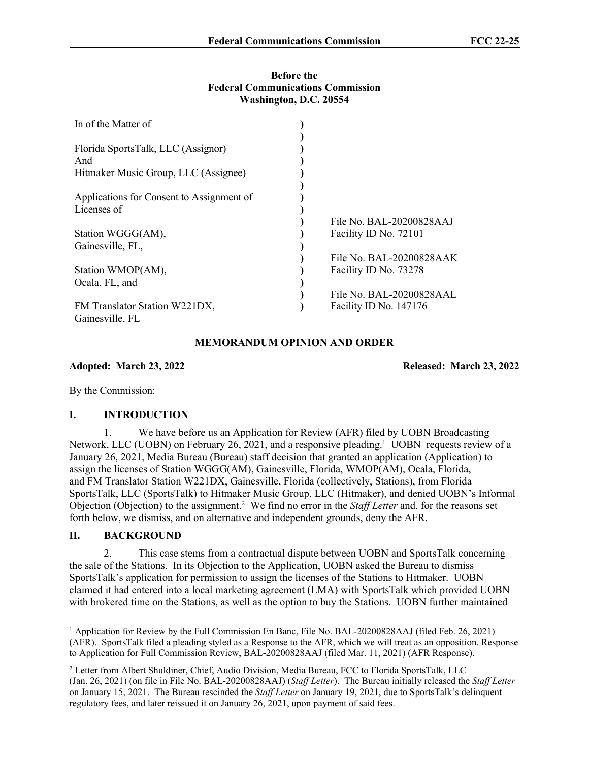**Before the**
**Federal Communications Commission**
**Washington, D.C. 20554**

| | |
|---|---|
| In of the Matter of | |
| Florida SportsTalk, LLC (Assignor) And Hitmaker Music Group, LLC (Assignee) | |
| Applications for Consent to Assignment of Licenses of | |
| Station WGGG(AM), Gainesville, FL, | File No. BAL-20200828AAJ Facility ID No. 72101 |
| Station WMOP(AM), Ocala, FL, and | File No. BAL-20200828AAK Facility ID No. 73278 |
| FM Translator Station W221DX, Gainesville, FL | File No. BAL-20200828AAL Facility ID No. 147176 |

## MEMORANDUM OPINION AND ORDER

**Adopted: March 23, 2022** **Released: March 23, 2022**

By the Commission:

## I. INTRODUCTION

1. We have before us an Application for Review (AFR) filed by UOBN Broadcasting Network, LLC (UOBN) on February 26, 2021, and a responsive pleading.[1] UOBN requests review of a January 26, 2021, Media Bureau (Bureau) staff decision that granted an application (Application) to assign the licenses of Station WGGG(AM), Gainesville, Florida, WMOP(AM), Ocala, Florida, and FM Translator Station W221DX, Gainesville, Florida (collectively, Stations), from Florida SportsTalk, LLC (SportsTalk) to Hitmaker Music Group, LLC (Hitmaker), and denied UOBN's Informal Objection (Objection) to the assignment.[2] We find no error in the *Staff Letter* and, for the reasons set forth below, we dismiss, and on alternative and independent grounds, deny the AFR.

## II. BACKGROUND

2. This case stems from a contractual dispute between UOBN and SportsTalk concerning the sale of the Stations. In its Objection to the Application, UOBN asked the Bureau to dismiss SportsTalk's application for permission to assign the licenses of the Stations to Hitmaker. UOBN claimed it had entered into a local marketing agreement (LMA) with SportsTalk which provided UOBN with brokered time on the Stations, as well as the option to buy the Stations. UOBN further maintained

---

[1] Application for Review by the Full Commission En Banc, File No. BAL-20200828AAJ (filed Feb. 26, 2021) (AFR). SportsTalk filed a pleading styled as a Response to the AFR, which we will treat as an opposition. Response to Application for Full Commission Review, BAL-20200828AAJ (filed Mar. 11, 2021) (AFR Response).

[2] Letter from Albert Shuldiner, Chief, Audio Division, Media Bureau, FCC to Florida SportsTalk, LLC (Jan. 26, 2021) (on file in File No. BAL-20200828AAJ) (*Staff Letter*). The Bureau initially released the *Staff Letter* on January 15, 2021. The Bureau rescinded the *Staff Letter* on January 19, 2021, due to SportsTalk's delinquent regulatory fees, and later reissued it on January 26, 2021, upon payment of said fees.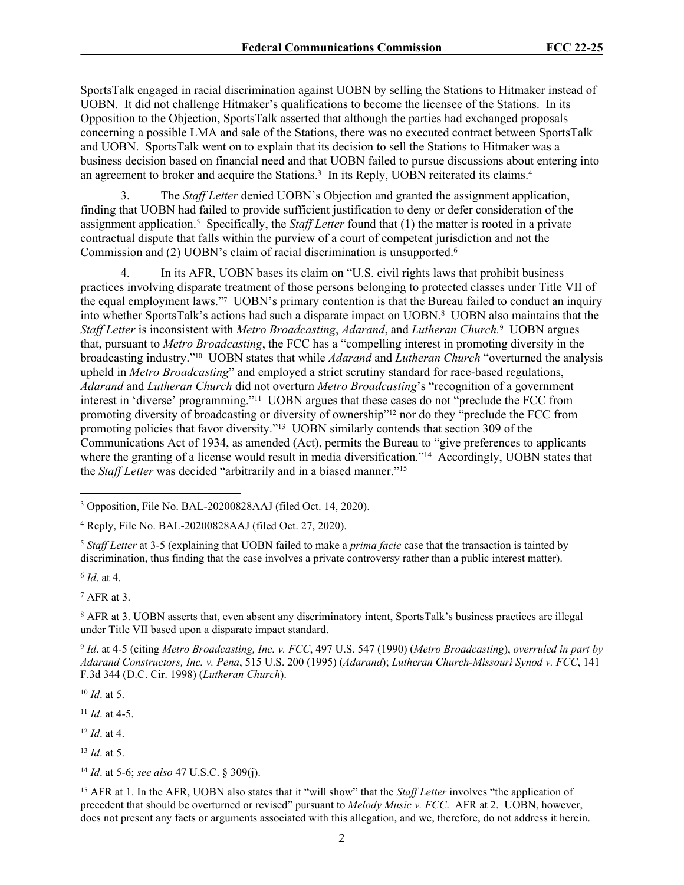SportsTalk engaged in racial discrimination against UOBN by selling the Stations to Hitmaker instead of UOBN. It did not challenge Hitmaker's qualifications to become the licensee of the Stations. In its Opposition to the Objection, SportsTalk asserted that although the parties had exchanged proposals concerning a possible LMA and sale of the Stations, there was no executed contract between SportsTalk and UOBN. SportsTalk went on to explain that its decision to sell the Stations to Hitmaker was a business decision based on financial need and that UOBN failed to pursue discussions about entering into an agreement to broker and acquire the Stations.[3] In its Reply, UOBN reiterated its claims.[4]

3. The *Staff Letter* denied UOBN's Objection and granted the assignment application, finding that UOBN had failed to provide sufficient justification to deny or defer consideration of the assignment application.[5] Specifically, the *Staff Letter* found that (1) the matter is rooted in a private contractual dispute that falls within the purview of a court of competent jurisdiction and not the Commission and (2) UOBN's claim of racial discrimination is unsupported.[6]

4. In its AFR, UOBN bases its claim on "U.S. civil rights laws that prohibit business practices involving disparate treatment of those persons belonging to protected classes under Title VII of the equal employment laws."[7] UOBN's primary contention is that the Bureau failed to conduct an inquiry into whether SportsTalk's actions had such a disparate impact on UOBN.[8] UOBN also maintains that the *Staff Letter* is inconsistent with *Metro Broadcasting*, *Adarand*, and *Lutheran Church.*[9] UOBN argues that, pursuant to *Metro Broadcasting*, the FCC has a "compelling interest in promoting diversity in the broadcasting industry."[10] UOBN states that while *Adarand* and *Lutheran Church* "overturned the analysis upheld in *Metro Broadcasting*" and employed a strict scrutiny standard for race-based regulations, *Adarand* and *Lutheran Church* did not overturn *Metro Broadcasting*'s "recognition of a government interest in 'diverse' programming."[11] UOBN argues that these cases do not "preclude the FCC from promoting diversity of broadcasting or diversity of ownership"[12] nor do they "preclude the FCC from promoting policies that favor diversity."[13] UOBN similarly contends that section 309 of the Communications Act of 1934, as amended (Act), permits the Bureau to "give preferences to applicants where the granting of a license would result in media diversification."[14] Accordingly, UOBN states that the *Staff Letter* was decided "arbitrarily and in a biased manner."[15]

---

[3] Opposition, File No. BAL-20200828AAJ (filed Oct. 14, 2020).

[4] Reply, File No. BAL-20200828AAJ (filed Oct. 27, 2020).

[5] *Staff Letter* at 3-5 (explaining that UOBN failed to make a *prima facie* case that the transaction is tainted by discrimination, thus finding that the case involves a private controversy rather than a public interest matter).

[6] *Id*. at 4.

[7] AFR at 3.

[8] AFR at 3. UOBN asserts that, even absent any discriminatory intent, SportsTalk's business practices are illegal under Title VII based upon a disparate impact standard.

[9] *Id*. at 4-5 (citing *Metro Broadcasting, Inc. v. FCC*, 497 U.S. 547 (1990) (*Metro Broadcasting*), *overruled in part by Adarand Constructors, Inc. v. Pena*, 515 U.S. 200 (1995) (*Adarand*); *Lutheran Church-Missouri Synod v. FCC*, 141 F.3d 344 (D.C. Cir. 1998) (*Lutheran Church*).

[10] *Id*. at 5.

[11] *Id*. at 4-5.

[12] *Id*. at 4.

[13] *Id*. at 5.

[14] *Id*. at 5-6; *see also* 47 U.S.C. § 309(j).

[15] AFR at 1. In the AFR, UOBN also states that it "will show" that the *Staff Letter* involves "the application of precedent that should be overturned or revised" pursuant to *Melody Music v. FCC*. AFR at 2. UOBN, however, does not present any facts or arguments associated with this allegation, and we, therefore, do not address it herein.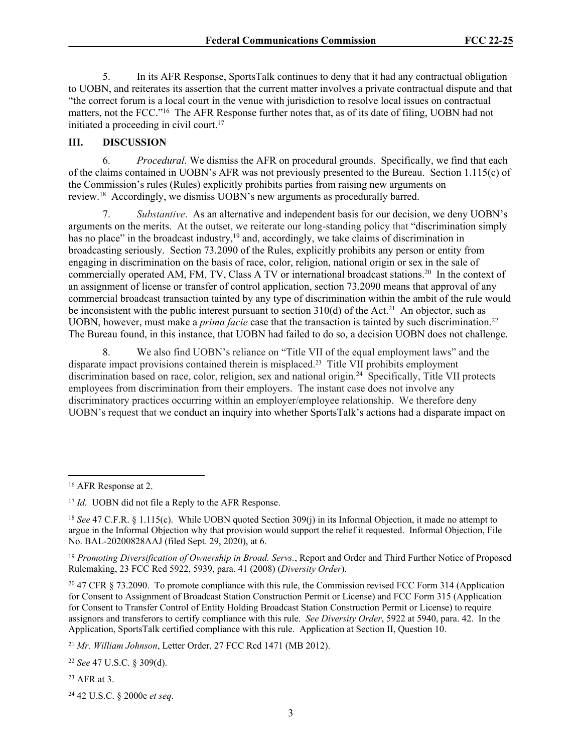5. In its AFR Response, SportsTalk continues to deny that it had any contractual obligation to UOBN, and reiterates its assertion that the current matter involves a private contractual dispute and that "the correct forum is a local court in the venue with jurisdiction to resolve local issues on contractual matters, not the FCC."[16] The AFR Response further notes that, as of its date of filing, UOBN had not initiated a proceeding in civil court.[17]

## III. DISCUSSION

6. *Procedural*. We dismiss the AFR on procedural grounds. Specifically, we find that each of the claims contained in UOBN's AFR was not previously presented to the Bureau. Section 1.115(c) of the Commission's rules (Rules) explicitly prohibits parties from raising new arguments on review.[18] Accordingly, we dismiss UOBN's new arguments as procedurally barred.

7. *Substantive*. As an alternative and independent basis for our decision, we deny UOBN's arguments on the merits. At the outset, we reiterate our long-standing policy that "discrimination simply has no place" in the broadcast industry,[19] and, accordingly, we take claims of discrimination in broadcasting seriously. Section 73.2090 of the Rules, explicitly prohibits any person or entity from engaging in discrimination on the basis of race, color, religion, national origin or sex in the sale of commercially operated AM, FM, TV, Class A TV or international broadcast stations.[20] In the context of an assignment of license or transfer of control application, section 73.2090 means that approval of any commercial broadcast transaction tainted by any type of discrimination within the ambit of the rule would be inconsistent with the public interest pursuant to section 310(d) of the Act.[21] An objector, such as UOBN, however, must make a *prima facie* case that the transaction is tainted by such discrimination.[22] The Bureau found, in this instance, that UOBN had failed to do so, a decision UOBN does not challenge.

8. We also find UOBN's reliance on "Title VII of the equal employment laws" and the disparate impact provisions contained therein is misplaced.[23] Title VII prohibits employment discrimination based on race, color, religion, sex and national origin.[24] Specifically, Title VII protects employees from discrimination from their employers. The instant case does not involve any discriminatory practices occurring within an employer/employee relationship. We therefore deny UOBN's request that we conduct an inquiry into whether SportsTalk's actions had a disparate impact on

---

[16] AFR Response at 2.

[17] *Id.* UOBN did not file a Reply to the AFR Response.

[18] *See* 47 C.F.R. § 1.115(c). While UOBN quoted Section 309(j) in its Informal Objection, it made no attempt to argue in the Informal Objection why that provision would support the relief it requested. Informal Objection, File No. BAL-20200828AAJ (filed Sept. 29, 2020), at 6.

[19] *Promoting Diversification of Ownership in Broad. Servs.*, Report and Order and Third Further Notice of Proposed Rulemaking, 23 FCC Rcd 5922, 5939, para. 41 (2008) (*Diversity Order*).

[20] 47 CFR § 73.2090. To promote compliance with this rule, the Commission revised FCC Form 314 (Application for Consent to Assignment of Broadcast Station Construction Permit or License) and FCC Form 315 (Application for Consent to Transfer Control of Entity Holding Broadcast Station Construction Permit or License) to require assignors and transferors to certify compliance with this rule. *See Diversity Order*, 5922 at 5940, para. 42. In the Application, SportsTalk certified compliance with this rule. Application at Section II, Question 10.

[21] *Mr. William Johnson*, Letter Order, 27 FCC Rcd 1471 (MB 2012).

[22] *See* 47 U.S.C. § 309(d).

[23] AFR at 3.

[24] 42 U.S.C. § 2000e *et seq*.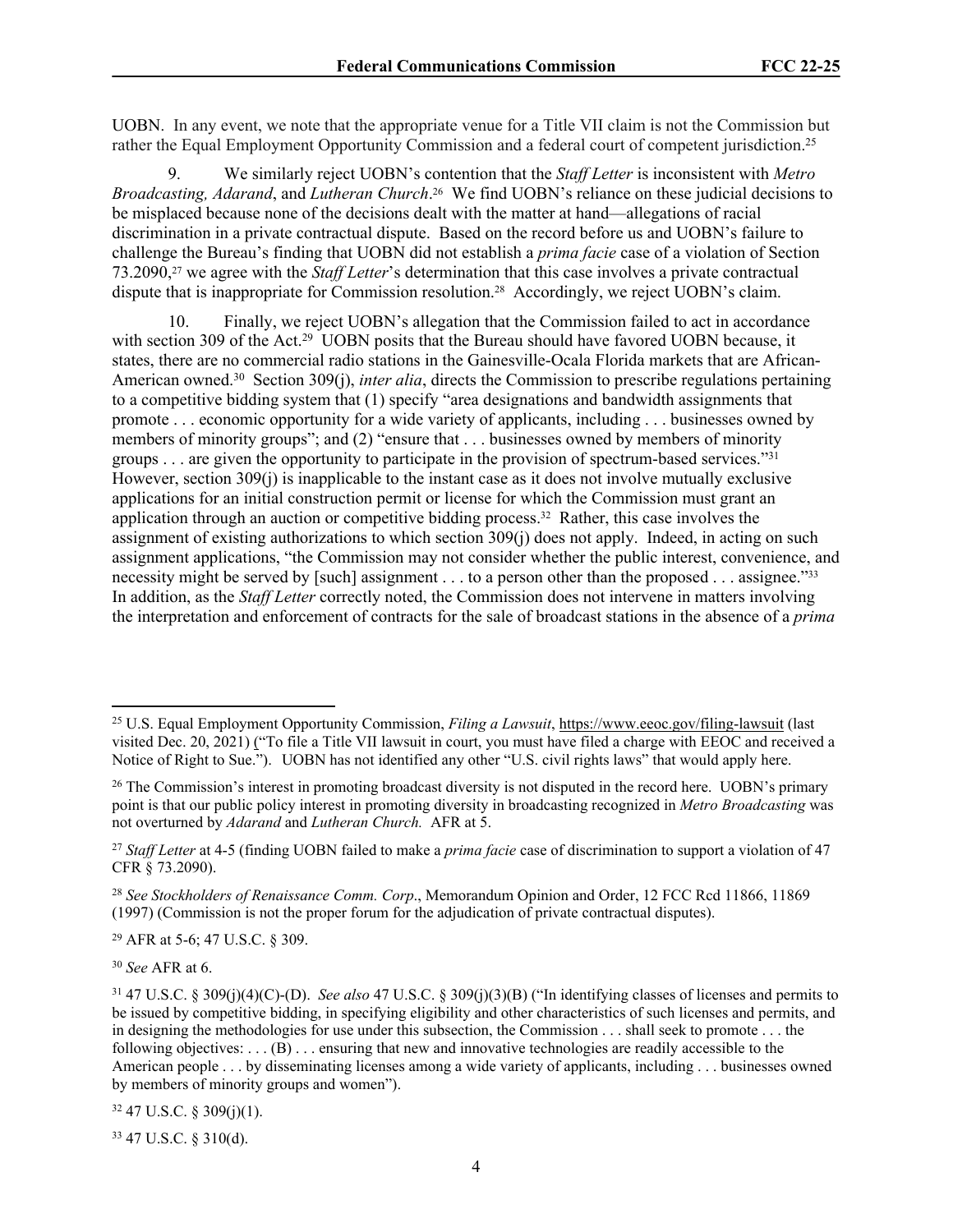UOBN. In any event, we note that the appropriate venue for a Title VII claim is not the Commission but rather the Equal Employment Opportunity Commission and a federal court of competent jurisdiction.[25]

9. We similarly reject UOBN's contention that the *Staff Letter* is inconsistent with *Metro Broadcasting, Adarand*, and *Lutheran Church*.[26] We find UOBN's reliance on these judicial decisions to be misplaced because none of the decisions dealt with the matter at hand—allegations of racial discrimination in a private contractual dispute. Based on the record before us and UOBN's failure to challenge the Bureau's finding that UOBN did not establish a *prima facie* case of a violation of Section 73.2090,[27] we agree with the *Staff Letter*'s determination that this case involves a private contractual dispute that is inappropriate for Commission resolution.[28] Accordingly, we reject UOBN's claim.

10. Finally, we reject UOBN's allegation that the Commission failed to act in accordance with section 309 of the Act.[29] UOBN posits that the Bureau should have favored UOBN because, it states, there are no commercial radio stations in the Gainesville-Ocala Florida markets that are African-American owned.[30] Section 309(j), *inter alia*, directs the Commission to prescribe regulations pertaining to a competitive bidding system that (1) specify "area designations and bandwidth assignments that promote . . . economic opportunity for a wide variety of applicants, including . . . businesses owned by members of minority groups"; and (2) "ensure that . . . businesses owned by members of minority groups . . . are given the opportunity to participate in the provision of spectrum-based services."[31] However, section 309(j) is inapplicable to the instant case as it does not involve mutually exclusive applications for an initial construction permit or license for which the Commission must grant an application through an auction or competitive bidding process.[32] Rather, this case involves the assignment of existing authorizations to which section 309(j) does not apply. Indeed, in acting on such assignment applications, "the Commission may not consider whether the public interest, convenience, and necessity might be served by [such] assignment . . . to a person other than the proposed . . . assignee."[33] In addition, as the *Staff Letter* correctly noted, the Commission does not intervene in matters involving the interpretation and enforcement of contracts for the sale of broadcast stations in the absence of a *prima*

---

[25] U.S. Equal Employment Opportunity Commission, *Filing a Lawsuit*, https://www.eeoc.gov/filing-lawsuit (last visited Dec. 20, 2021) ("To file a Title VII lawsuit in court, you must have filed a charge with EEOC and received a Notice of Right to Sue."). UOBN has not identified any other "U.S. civil rights laws" that would apply here.

[26] The Commission's interest in promoting broadcast diversity is not disputed in the record here. UOBN's primary point is that our public policy interest in promoting diversity in broadcasting recognized in *Metro Broadcasting* was not overturned by *Adarand* and *Lutheran Church.* AFR at 5.

[27] *Staff Letter* at 4-5 (finding UOBN failed to make a *prima facie* case of discrimination to support a violation of 47 CFR § 73.2090).

[28] *See Stockholders of Renaissance Comm. Corp*., Memorandum Opinion and Order, 12 FCC Rcd 11866, 11869 (1997) (Commission is not the proper forum for the adjudication of private contractual disputes).

[29] AFR at 5-6; 47 U.S.C. § 309.

[30] *See* AFR at 6.

[31] 47 U.S.C. § 309(j)(4)(C)-(D). *See also* 47 U.S.C. § 309(j)(3)(B) ("In identifying classes of licenses and permits to be issued by competitive bidding, in specifying eligibility and other characteristics of such licenses and permits, and in designing the methodologies for use under this subsection, the Commission . . . shall seek to promote . . . the following objectives: . . . (B) . . . ensuring that new and innovative technologies are readily accessible to the American people . . . by disseminating licenses among a wide variety of applicants, including . . . businesses owned by members of minority groups and women").

[32] 47 U.S.C. § 309(j)(1).

[33] 47 U.S.C. § 310(d).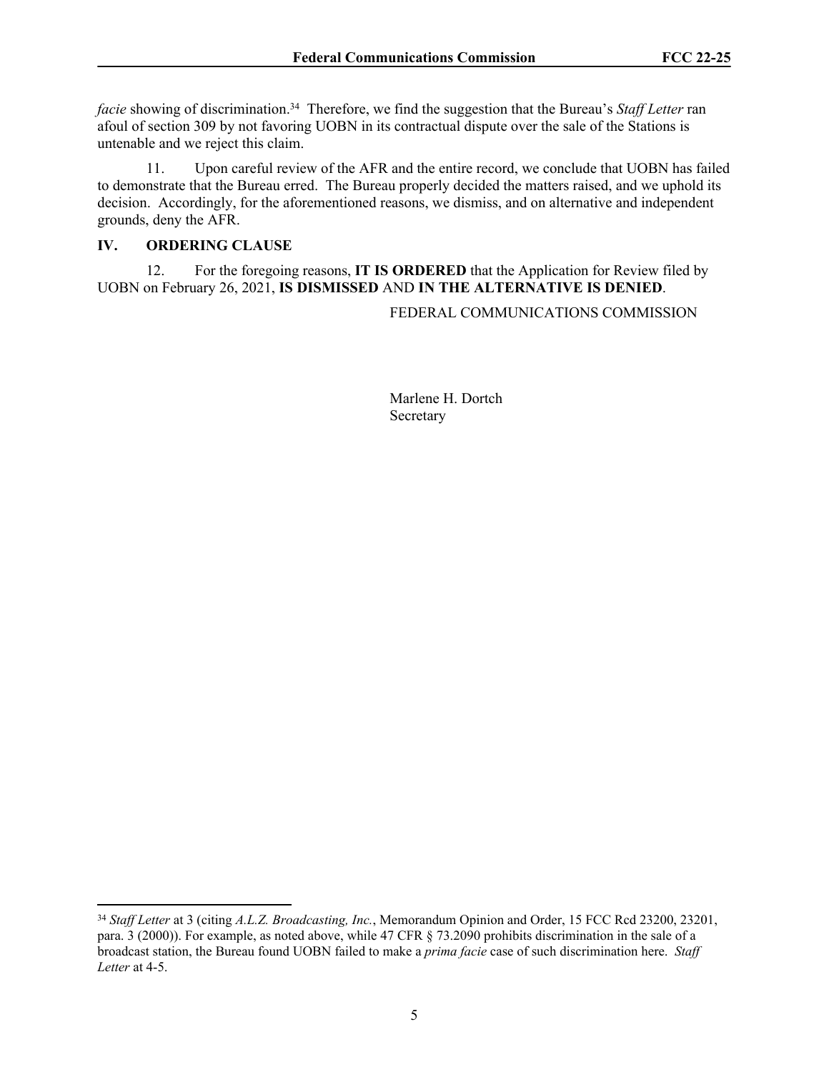*facie* showing of discrimination.[34] Therefore, we find the suggestion that the Bureau's *Staff Letter* ran afoul of section 309 by not favoring UOBN in its contractual dispute over the sale of the Stations is untenable and we reject this claim.

11. Upon careful review of the AFR and the entire record, we conclude that UOBN has failed to demonstrate that the Bureau erred. The Bureau properly decided the matters raised, and we uphold its decision. Accordingly, for the aforementioned reasons, we dismiss, and on alternative and independent grounds, deny the AFR.

## IV. ORDERING CLAUSE

12. For the foregoing reasons, **IT IS ORDERED** that the Application for Review filed by UOBN on February 26, 2021, **IS DISMISSED** AND **IN THE ALTERNATIVE IS DENIED**.

FEDERAL COMMUNICATIONS COMMISSION

Marlene H. Dortch
Secretary

---

[34] *Staff Letter* at 3 (citing *A.L.Z. Broadcasting, Inc.*, Memorandum Opinion and Order, 15 FCC Rcd 23200, 23201, para. 3 (2000)). For example, as noted above, while 47 CFR § 73.2090 prohibits discrimination in the sale of a broadcast station, the Bureau found UOBN failed to make a *prima facie* case of such discrimination here. *Staff Letter* at 4-5.